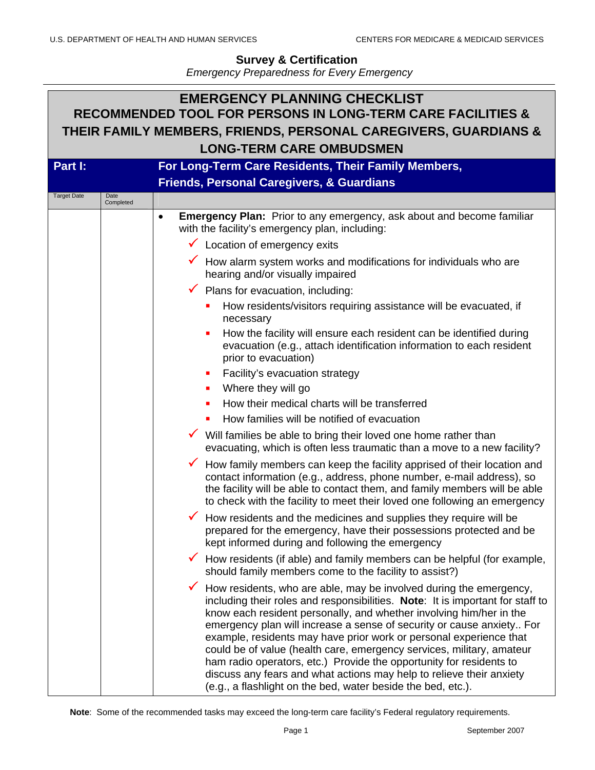**Survey & Certification**

*Emergency Preparedness for Every Emergency*

# EMERGENCY PLANNING CHECKLIST

## RECOMMENDED TOOL FOR PERSONS IN LONG-TERM CARE FACILITIES & THEIR FAMILY MEMBERS, FRIENDS, PERSONAL CAREGIVERS, GUARDIANS & LONG-TERM CARE OMBUDSMEN

## Part I: For Long-Term Care Residents, Their Family Members, Friends, Personal Caregivers, & Guardians

| Target Date | Date Completed | |
|---|---|---|
| | | **Emergency Plan:** Prior to any emergency, ask about and become familiar with the facility's emergency plan, including: |

- **Emergency Plan:** Prior to any emergency, ask about and become familiar with the facility's emergency plan, including:
  - ✓ Location of emergency exits
  - ✓ How alarm system works and modifications for individuals who are hearing and/or visually impaired
  - ✓ Plans for evacuation, including:
    - How residents/visitors requiring assistance will be evacuated, if necessary
    - How the facility will ensure each resident can be identified during evacuation (e.g., attach identification information to each resident prior to evacuation)
    - Facility's evacuation strategy
    - Where they will go
    - How their medical charts will be transferred
    - How families will be notified of evacuation
  - ✓ Will families be able to bring their loved one home rather than evacuating, which is often less traumatic than a move to a new facility?
  - ✓ How family members can keep the facility apprised of their location and contact information (e.g., address, phone number, e-mail address), so the facility will be able to contact them, and family members will be able to check with the facility to meet their loved one following an emergency
  - ✓ How residents and the medicines and supplies they require will be prepared for the emergency, have their possessions protected and be kept informed during and following the emergency
  - ✓ How residents (if able) and family members can be helpful (for example, should family members come to the facility to assist?)
  - ✓ How residents, who are able, may be involved during the emergency, including their roles and responsibilities. **Note**: It is important for staff to know each resident personally, and whether involving him/her in the emergency plan will increase a sense of security or cause anxiety.. For example, residents may have prior work or personal experience that could be of value (health care, emergency services, military, amateur ham radio operators, etc.) Provide the opportunity for residents to discuss any fears and what actions may help to relieve their anxiety (e.g., a flashlight on the bed, water beside the bed, etc.).

**Note**: Some of the recommended tasks may exceed the long-term care facility's Federal regulatory requirements.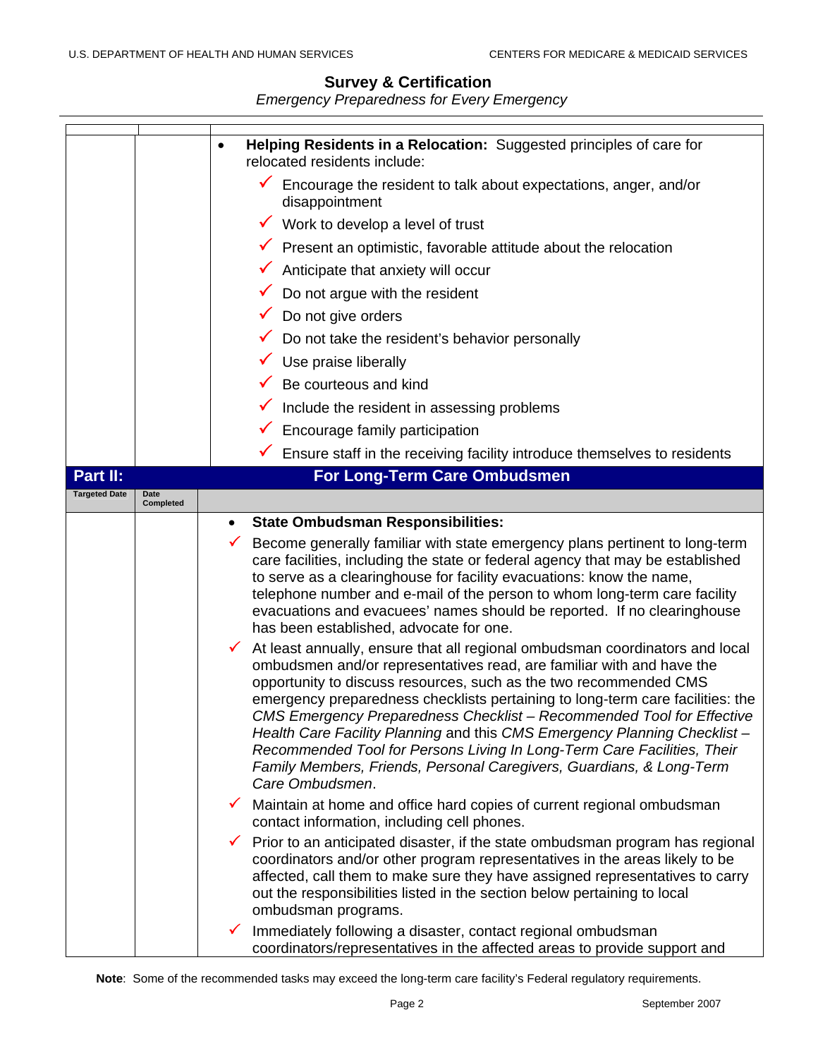- **Helping Residents in a Relocation:** Suggested principles of care for relocated residents include:
  - ✓ Encourage the resident to talk about expectations, anger, and/or disappointment
  - ✓ Work to develop a level of trust
  - ✓ Present an optimistic, favorable attitude about the relocation
  - ✓ Anticipate that anxiety will occur
  - ✓ Do not argue with the resident
  - ✓ Do not give orders
  - ✓ Do not take the resident's behavior personally
  - ✓ Use praise liberally
  - ✓ Be courteous and kind
  - ✓ Include the resident in assessing problems
  - ✓ Encourage family participation
  - ✓ Ensure staff in the receiving facility introduce themselves to residents

## Part II: For Long-Term Care Ombudsmen

| Targeted Date | Date Completed | |
|---|---|---|

- **State Ombudsman Responsibilities:**

✓ Become generally familiar with state emergency plans pertinent to long-term care facilities, including the state or federal agency that may be established to serve as a clearinghouse for facility evacuations: know the name, telephone number and e-mail of the person to whom long-term care facility evacuations and evacuees' names should be reported. If no clearinghouse has been established, advocate for one.

✓ At least annually, ensure that all regional ombudsman coordinators and local ombudsmen and/or representatives read, are familiar with and have the opportunity to discuss resources, such as the two recommended CMS emergency preparedness checklists pertaining to long-term care facilities: the *CMS Emergency Preparedness Checklist – Recommended Tool for Effective Health Care Facility Planning* and this *CMS Emergency Planning Checklist – Recommended Tool for Persons Living In Long-Term Care Facilities, Their Family Members, Friends, Personal Caregivers, Guardians, & Long-Term Care Ombudsmen*.

✓ Maintain at home and office hard copies of current regional ombudsman contact information, including cell phones.

✓ Prior to an anticipated disaster, if the state ombudsman program has regional coordinators and/or other program representatives in the areas likely to be affected, call them to make sure they have assigned representatives to carry out the responsibilities listed in the section below pertaining to local ombudsman programs.

✓ Immediately following a disaster, contact regional ombudsman coordinators/representatives in the affected areas to provide support and

**Note**: Some of the recommended tasks may exceed the long-term care facility's Federal regulatory requirements.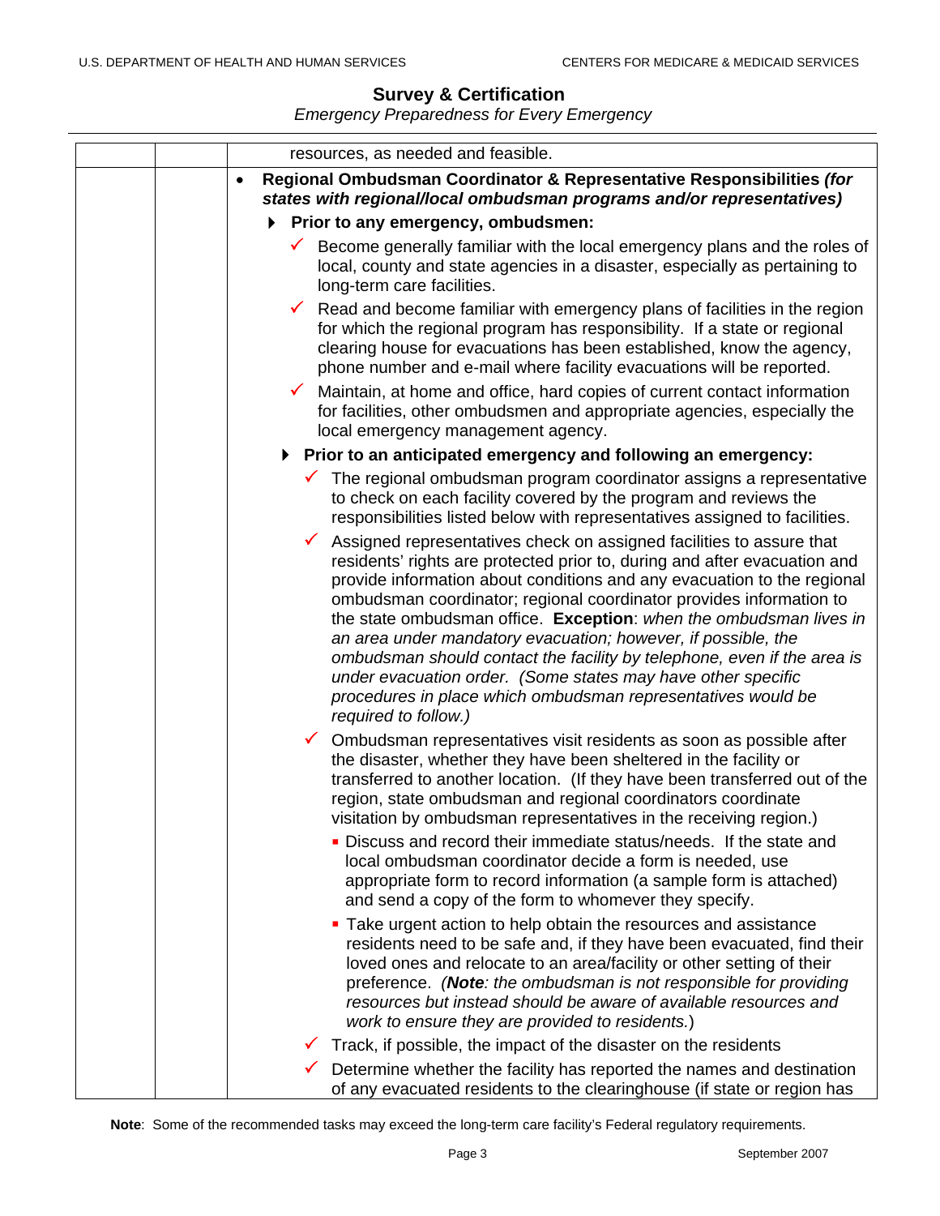| | | resources, as needed and feasible. |
|---|---|---|
| | | • **Regional Ombudsman Coordinator & Representative Responsibilities** ***(for states with regional/local ombudsman programs and/or representatives)***<br>▸ **Prior to any emergency, ombudsmen:**<br>✓ Become generally familiar with the local emergency plans and the roles of local, county and state agencies in a disaster, especially as pertaining to long-term care facilities.<br>✓ Read and become familiar with emergency plans of facilities in the region for which the regional program has responsibility. If a state or regional clearing house for evacuations has been established, know the agency, phone number and e-mail where facility evacuations will be reported.<br>✓ Maintain, at home and office, hard copies of current contact information for facilities, other ombudsmen and appropriate agencies, especially the local emergency management agency.<br>▸ **Prior to an anticipated emergency and following an emergency:**<br>✓ The regional ombudsman program coordinator assigns a representative to check on each facility covered by the program and reviews the responsibilities listed below with representatives assigned to facilities.<br>✓ Assigned representatives check on assigned facilities to assure that residents' rights are protected prior to, during and after evacuation and provide information about conditions and any evacuation to the regional ombudsman coordinator; regional coordinator provides information to the state ombudsman office. **Exception**: *when the ombudsman lives in an area under mandatory evacuation; however, if possible, the ombudsman should contact the facility by telephone, even if the area is under evacuation order. (Some states may have other specific procedures in place which ombudsman representatives would be required to follow.)*<br>✓ Ombudsman representatives visit residents as soon as possible after the disaster, whether they have been sheltered in the facility or transferred to another location. (If they have been transferred out of the region, state ombudsman and regional coordinators coordinate visitation by ombudsman representatives in the receiving region.)<br>▪ Discuss and record their immediate status/needs. If the state and local ombudsman coordinator decide a form is needed, use appropriate form to record information (a sample form is attached) and send a copy of the form to whomever they specify.<br>▪ Take urgent action to help obtain the resources and assistance residents need to be safe and, if they have been evacuated, find their loved ones and relocate to an area/facility or other setting of their preference. (***Note****: the ombudsman is not responsible for providing resources but instead should be aware of available resources and work to ensure they are provided to residents.*)<br>✓ Track, if possible, the impact of the disaster on the residents<br>✓ Determine whether the facility has reported the names and destination of any evacuated residents to the clearinghouse (if state or region has |

**Note**: Some of the recommended tasks may exceed the long-term care facility's Federal regulatory requirements.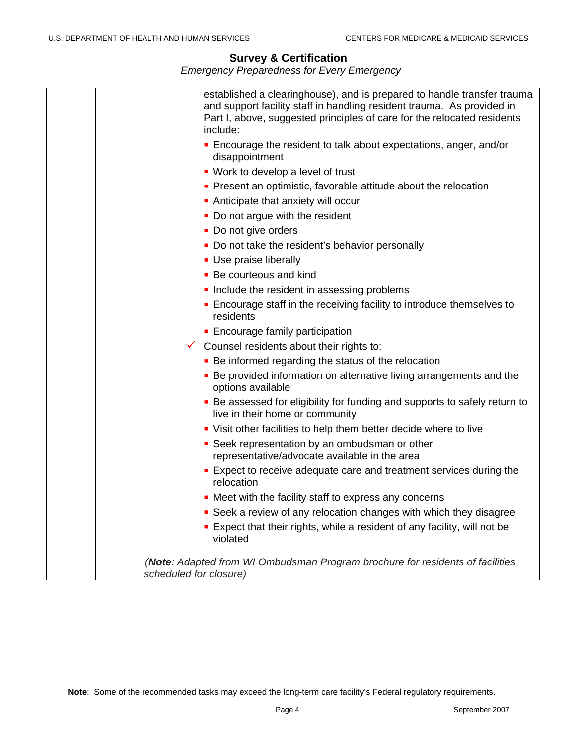established a clearinghouse), and is prepared to handle transfer trauma and support facility staff in handling resident trauma. As provided in Part I, above, suggested principles of care for the relocated residents include:

- Encourage the resident to talk about expectations, anger, and/or disappointment
- Work to develop a level of trust
- Present an optimistic, favorable attitude about the relocation
- Anticipate that anxiety will occur
- Do not argue with the resident
- Do not give orders
- Do not take the resident's behavior personally
- Use praise liberally
- Be courteous and kind
- Include the resident in assessing problems
- Encourage staff in the receiving facility to introduce themselves to residents
- Encourage family participation

✓ Counsel residents about their rights to:

- Be informed regarding the status of the relocation
- Be provided information on alternative living arrangements and the options available
- Be assessed for eligibility for funding and supports to safely return to live in their home or community
- Visit other facilities to help them better decide where to live
- Seek representation by an ombudsman or other representative/advocate available in the area
- Expect to receive adequate care and treatment services during the relocation
- Meet with the facility staff to express any concerns
- Seek a review of any relocation changes with which they disagree
- Expect that their rights, while a resident of any facility, will not be violated

*(**Note**: Adapted from WI Ombudsman Program brochure for residents of facilities scheduled for closure)*

**Note**: Some of the recommended tasks may exceed the long-term care facility's Federal regulatory requirements.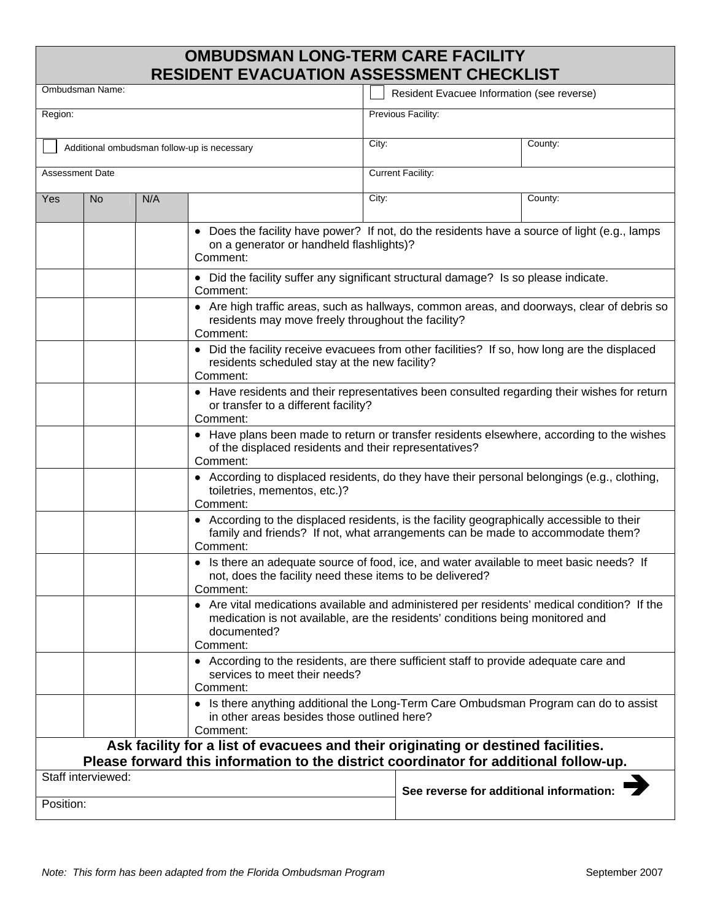# OMBUDSMAN LONG-TERM CARE FACILITY RESIDENT EVACUATION ASSESSMENT CHECKLIST

| Ombudsman Name: | ☐ Resident Evacuee Information (see reverse) | |
|---|---|---|
| Region: | Previous Facility: | |
| ☐ Additional ombudsman follow-up is necessary | City: | County: |
| Assessment Date | Current Facility: | |
| | City: | County: |

| Yes | No | N/A | |
|---|---|---|---|
| | | | • Does the facility have power? If not, do the residents have a source of light (e.g., lamps on a generator or handheld flashlights)?<br>Comment: |
| | | | • Did the facility suffer any significant structural damage? Is so please indicate.<br>Comment: |
| | | | • Are high traffic areas, such as hallways, common areas, and doorways, clear of debris so residents may move freely throughout the facility?<br>Comment: |
| | | | • Did the facility receive evacuees from other facilities? If so, how long are the displaced residents scheduled stay at the new facility?<br>Comment: |
| | | | • Have residents and their representatives been consulted regarding their wishes for return or transfer to a different facility?<br>Comment: |
| | | | • Have plans been made to return or transfer residents elsewhere, according to the wishes of the displaced residents and their representatives?<br>Comment: |
| | | | • According to displaced residents, do they have their personal belongings (e.g., clothing, toiletries, mementos, etc.)?<br>Comment: |
| | | | • According to the displaced residents, is the facility geographically accessible to their family and friends? If not, what arrangements can be made to accommodate them?<br>Comment: |
| | | | • Is there an adequate source of food, ice, and water available to meet basic needs? If not, does the facility need these items to be delivered?<br>Comment: |
| | | | • Are vital medications available and administered per residents' medical condition? If the medication is not available, are the residents' conditions being monitored and documented?<br>Comment: |
| | | | • According to the residents, are there sufficient staff to provide adequate care and services to meet their needs?<br>Comment: |
| | | | • Is there anything additional the Long-Term Care Ombudsman Program can do to assist in other areas besides those outlined here?<br>Comment: |

**Ask facility for a list of evacuees and their originating or destined facilities.**
**Please forward this information to the district coordinator for additional follow-up.**

| Staff interviewed: | **See reverse for additional information:** ➔ |
|---|---|
| Position: | |

*Note: This form has been adapted from the Florida Ombudsman Program*

September 2007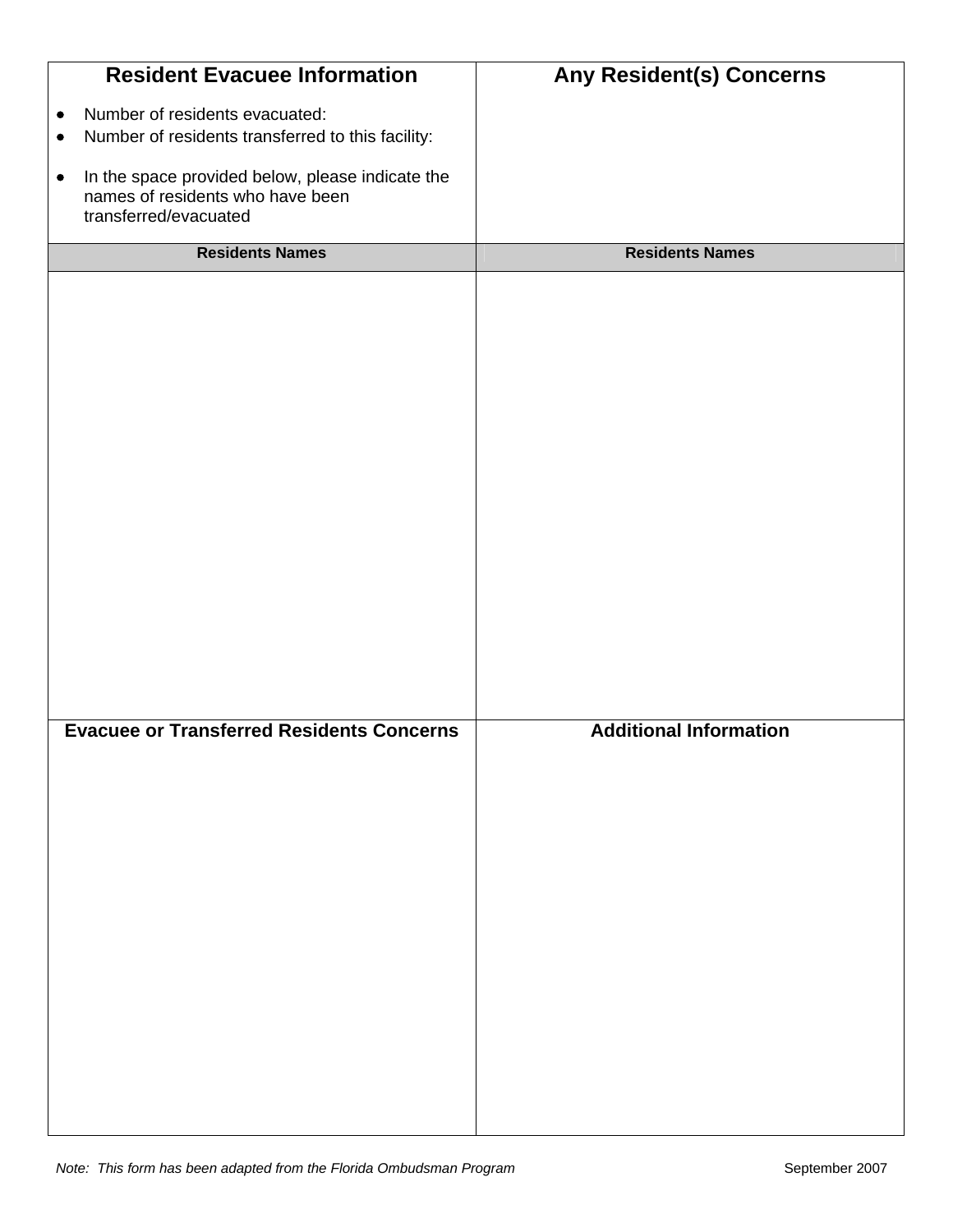| Resident Evacuee Information | Any Resident(s) Concerns |
|---|---|
| • Number of residents evacuated:<br>• Number of residents transferred to this facility:<br><br>• In the space provided below, please indicate the names of residents who have been transferred/evacuated | |
| **Residents Names** | **Residents Names** |
| | |
| **Evacuee or Transferred Residents Concerns** | **Additional Information** |
| | |

*Note: This form has been adapted from the Florida Ombudsman Program* September 2007